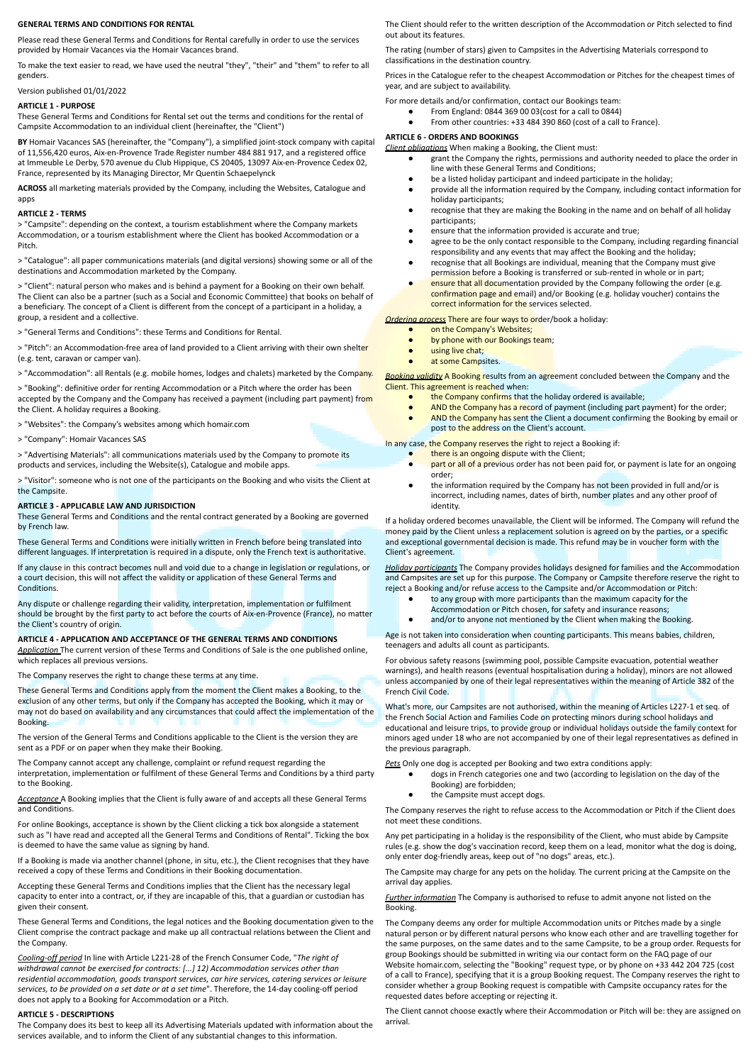# GENERAL TERMS AND CONDITIONS FOR RENTAL

Please read these General Terms and Conditions for Rental carefully in order to use the services provided by Homair Vacances via the Homair Vacances brand.

To make the text easier to read, we have used the neutral "they", "their" and "them" to refer to all genders.

Version published 01/01/2022

## ARTICLE 1 - PURPOSE

These General Terms and Conditions for Rental set out the terms and conditions for the rental of Campsite Accommodation to an individual client (hereinafter, the "Client")

**BY** Homair Vacances SAS (hereinafter, the "Company"), a simplified joint-stock company with capital of 11,556,420 euros, Aix-en-Provence Trade Register number 484 881 917, and a registered office at Immeuble Le Derby, 570 avenue du Club Hippique, CS 20405, 13097 Aix-en-Provence Cedex 02, France, represented by its Managing Director, Mr Quentin Schaepelynck

**ACROSS** all marketing materials provided by the Company, including the Websites, Catalogue and apps

## ARTICLE 2 - TERMS

> "Campsite": depending on the context, a tourism establishment where the Company markets Accommodation, or a tourism establishment where the Client has booked Accommodation or a Pitch.

> "Catalogue": all paper communications materials (and digital versions) showing some or all of the destinations and Accommodation marketed by the Company.

> "Client": natural person who makes and is behind a payment for a Booking on their own behalf. The Client can also be a partner (such as a Social and Economic Committee) that books on behalf of a beneficiary. The concept of a Client is different from the concept of a participant in a holiday, a group, a resident and a collective.

> "General Terms and Conditions": these Terms and Conditions for Rental.

> "Pitch": an Accommodation-free area of land provided to a Client arriving with their own shelter (e.g. tent, caravan or camper van).

> "Accommodation": all Rentals (e.g. mobile homes, lodges and chalets) marketed by the Company.

> "Booking": definitive order for renting Accommodation or a Pitch where the order has been accepted by the Company and the Company has received a payment (including part payment) from the Client. A holiday requires a Booking.

> "Websites": the Company's websites among which homair.com

> "Company": Homair Vacances SAS

> "Advertising Materials": all communications materials used by the Company to promote its products and services, including the Website(s), Catalogue and mobile apps.

> "Visitor": someone who is not one of the participants on the Booking and who visits the Client at the Campsite.

## ARTICLE 3 - APPLICABLE LAW AND JURISDICTION

These General Terms and Conditions and the rental contract generated by a Booking are governed by French law.

These General Terms and Conditions were initially written in French before being translated into different languages. If interpretation is required in a dispute, only the French text is authoritative.

If any clause in this contract becomes null and void due to a change in legislation or regulations, or a court decision, this will not affect the validity or application of these General Terms and Conditions.

Any dispute or challenge regarding their validity, interpretation, implementation or fulfilment should be brought by the first party to act before the courts of Aix-en-Provence (France), no matter the Client's country of origin.

## ARTICLE 4 - APPLICATION AND ACCEPTANCE OF THE GENERAL TERMS AND CONDITIONS

*Application* The current version of these Terms and Conditions of Sale is the one published online, which replaces all previous versions.

The Company reserves the right to change these terms at any time.

These General Terms and Conditions apply from the moment the Client makes a Booking, to the exclusion of any other terms, but only if the Company has accepted the Booking, which it may or may not do based on availability and any circumstances that could affect the implementation of the Booking.

The version of the General Terms and Conditions applicable to the Client is the version they are sent as a PDF or on paper when they make their Booking.

The Company cannot accept any challenge, complaint or refund request regarding the interpretation, implementation or fulfilment of these General Terms and Conditions by a third party to the Booking.

*Acceptance* A Booking implies that the Client is fully aware of and accepts all these General Terms and Conditions.

For online Bookings, acceptance is shown by the Client clicking a tick box alongside a statement such as "I have read and accepted all the General Terms and Conditions of Rental". Ticking the box is deemed to have the same value as signing by hand.

If a Booking is made via another channel (phone, in situ, etc.), the Client recognises that they have received a copy of these Terms and Conditions in their Booking documentation.

Accepting these General Terms and Conditions implies that the Client has the necessary legal capacity to enter into a contract, or, if they are incapable of this, that a guardian or custodian has given their consent.

These General Terms and Conditions, the legal notices and the Booking documentation given to the Client comprise the contract package and make up all contractual relations between the Client and the Company.

*Cooling-off period* In line with Article L221-28 of the French Consumer Code, "*The right of withdrawal cannot be exercised for contracts: [...] 12) Accommodation services other than residential accommodation, goods transport services, car hire services, catering services or leisure services, to be provided on a set date or at a set time*". Therefore, the 14-day cooling-off period does not apply to a Booking for Accommodation or a Pitch.

## ARTICLE 5 - DESCRIPTIONS

The Company does its best to keep all its Advertising Materials updated with information about the services available, and to inform the Client of any substantial changes to this information.

The Client should refer to the written description of the Accommodation or Pitch selected to find out about its features.

The rating (number of stars) given to Campsites in the Advertising Materials correspond to classifications in the destination country.

Prices in the Catalogue refer to the cheapest Accommodation or Pitches for the cheapest times of year, and are subject to availability.

For more details and/or confirmation, contact our Bookings team:

- From England: 0844 369 00 03(cost for a call to 0844)
- From other countries: +33 484 390 860 (cost of a call to France).

## ARTICLE 6 - ORDERS AND BOOKINGS

*Client obligations* When making a Booking, the Client must:

- grant the Company the rights, permissions and authority needed to place the order in line with these General Terms and Conditions;
- be a listed holiday participant and indeed participate in the holiday;
- provide all the information required by the Company, including contact information for holiday participants;
- recognise that they are making the Booking in the name and on behalf of all holiday participants;
- ensure that the information provided is accurate and true;
- agree to be the only contact responsible to the Company, including regarding financial responsibility and any events that may affect the Booking and the holiday;
- recognise that all Bookings are individual, meaning that the Company must give permission before a Booking is transferred or sub-rented in whole or in part;
- ensure that all documentation provided by the Company following the order (e.g. confirmation page and email) and/or Booking (e.g. holiday voucher) contains the correct information for the services selected.

*Ordering process* There are four ways to order/book a holiday:

- on the Company's Websites;
- by phone with our Bookings team;
- using live chat;
- at some Campsites.

*Booking validity* A Booking results from an agreement concluded between the Company and the Client. This agreement is reached when:

- the Company confirms that the holiday ordered is available;
- AND the Company has a record of payment (including part payment) for the order;
- AND the Company has sent the Client a document confirming the Booking by email or post to the address on the Client's account.

In any case, the Company reserves the right to reject a Booking if:

- there is an ongoing dispute with the Client;
- part or all of a previous order has not been paid for, or payment is late for an ongoing order;
- the information required by the Company has not been provided in full and/or is incorrect, including names, dates of birth, number plates and any other proof of identity.

If a holiday ordered becomes unavailable, the Client will be informed. The Company will refund the money paid by the Client unless a replacement solution is agreed on by the parties, or a specific and exceptional governmental decision is made. This refund may be in voucher form with the Client's agreement.

*Holiday participants* The Company provides holidays designed for families and the Accommodation and Campsites are set up for this purpose. The Company or Campsite therefore reserve the right to reject a Booking and/or refuse access to the Campsite and/or Accommodation or Pitch:

- to any group with more participants than the maximum capacity for the Accommodation or Pitch chosen, for safety and insurance reasons;
- and/or to anyone not mentioned by the Client when making the Booking.

Age is not taken into consideration when counting participants. This means babies, children, teenagers and adults all count as participants.

For obvious safety reasons (swimming pool, possible Campsite evacuation, potential weather warnings), and health reasons (eventual hospitalisation during a holiday), minors are not allowed unless accompanied by one of their legal representatives within the meaning of Article 382 of the French Civil Code.

What's more, our Campsites are not authorised, within the meaning of Articles L227-1 et seq. of the French Social Action and Families Code on protecting minors during school holidays and educational and leisure trips, to provide group or individual holidays outside the family context for minors aged under 18 who are not accompanied by one of their legal representatives as defined in the previous paragraph.

*Pets* Only one dog is accepted per Booking and two extra conditions apply:

- dogs in French categories one and two (according to legislation on the day of the Booking) are forbidden;
- the Campsite must accept dogs.

The Company reserves the right to refuse access to the Accommodation or Pitch if the Client does not meet these conditions.

Any pet participating in a holiday is the responsibility of the Client, who must abide by Campsite rules (e.g. show the dog's vaccination record, keep them on a lead, monitor what the dog is doing, only enter dog-friendly areas, keep out of "no dogs" areas, etc.).

The Campsite may charge for any pets on the holiday. The current pricing at the Campsite on the arrival day applies.

*Further information* The Company is authorised to refuse to admit anyone not listed on the Booking.

The Company deems any order for multiple Accommodation units or Pitches made by a single natural person or by different natural persons who know each other and are travelling together for the same purposes, on the same dates and to the same Campsite, to be a group order. Requests for group Bookings should be submitted in writing via our contact form on the FAQ page of our Website homair.com, selecting the "Booking" request type, or by phone on +33 442 204 725 (cost of a call to France), specifying that it is a group Booking request. The Company reserves the right to consider whether a group Booking request is compatible with Campsite occupancy rates for the requested dates before accepting or rejecting it.

The Client cannot choose exactly where their Accommodation or Pitch will be: they are assigned on arrival.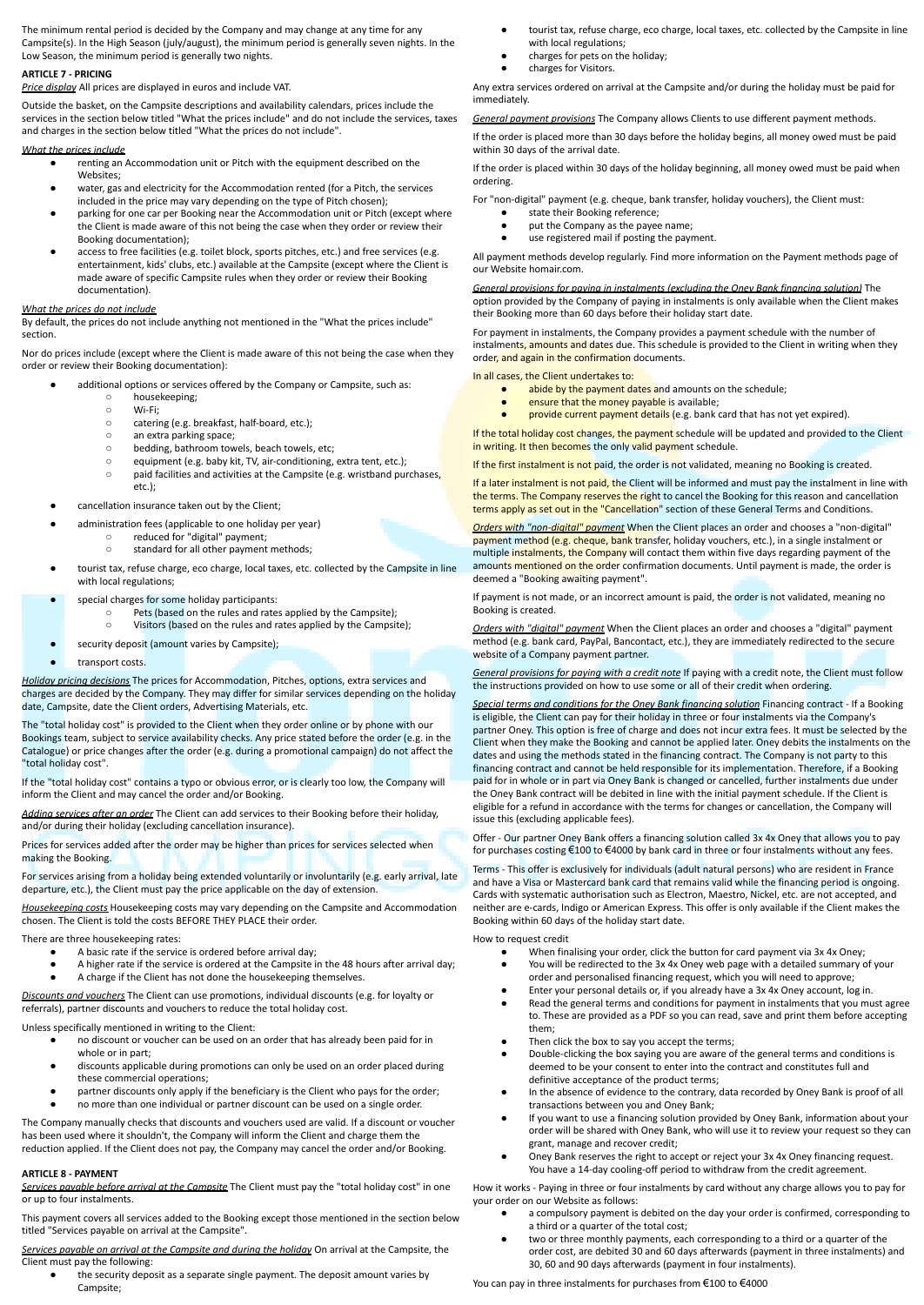The minimum rental period is decided by the Company and may change at any time for any Campsite(s). In the High Season (july/august), the minimum period is generally seven nights. In the Low Season, the minimum period is generally two nights.

## ARTICLE 7 - PRICING

*Price display* All prices are displayed in euros and include VAT.

Outside the basket, on the Campsite descriptions and availability calendars, prices include the services in the section below titled "What the prices include" and do not include the services, taxes and charges in the section below titled "What the prices do not include".

*What the prices include*

- renting an Accommodation unit or Pitch with the equipment described on the Websites;
- water, gas and electricity for the Accommodation rented (for a Pitch, the services included in the price may vary depending on the type of Pitch chosen);
- parking for one car per Booking near the Accommodation unit or Pitch (except where the Client is made aware of this not being the case when they order or review their Booking documentation);
- access to free facilities (e.g. toilet block, sports pitches, etc.) and free services (e.g. entertainment, kids' clubs, etc.) available at the Campsite (except where the Client is made aware of specific Campsite rules when they order or review their Booking documentation).

*What the prices do not include*

By default, the prices do not include anything not mentioned in the "What the prices include" section.

Nor do prices include (except where the Client is made aware of this not being the case when they order or review their Booking documentation):

- additional options or services offered by the Company or Campsite, such as:
  - housekeeping;
  - Wi-Fi;
  - catering (e.g. breakfast, half-board, etc.);
  - an extra parking space;
  - bedding, bathroom towels, beach towels, etc;
  - equipment (e.g. baby kit, TV, air-conditioning, extra tent, etc.);
  - paid facilities and activities at the Campsite (e.g. wristband purchases, etc.);
- cancellation insurance taken out by the Client;
- administration fees (applicable to one holiday per year)
  - reduced for "digital" payment;
  - standard for all other payment methods;
- tourist tax, refuse charge, eco charge, local taxes, etc. collected by the Campsite in line with local regulations;
- special charges for some holiday participants:
  - Pets (based on the rules and rates applied by the Campsite);
  - Visitors (based on the rules and rates applied by the Campsite);
- security deposit (amount varies by Campsite);
- transport costs.

*Holiday pricing decisions* The prices for Accommodation, Pitches, options, extra services and charges are decided by the Company. They may differ for similar services depending on the holiday date, Campsite, date the Client orders, Advertising Materials, etc.

The "total holiday cost" is provided to the Client when they order online or by phone with our Bookings team, subject to service availability checks. Any price stated before the order (e.g. in the Catalogue) or price changes after the order (e.g. during a promotional campaign) do not affect the "total holiday cost".

If the "total holiday cost" contains a typo or obvious error, or is clearly too low, the Company will inform the Client and may cancel the order and/or Booking.

*Adding services after an order* The Client can add services to their Booking before their holiday, and/or during their holiday (excluding cancellation insurance).

Prices for services added after the order may be higher than prices for services selected when making the Booking.

For services arising from a holiday being extended voluntarily or involuntarily (e.g. early arrival, late departure, etc.), the Client must pay the price applicable on the day of extension.

*Housekeeping costs* Housekeeping costs may vary depending on the Campsite and Accommodation chosen. The Client is told the costs BEFORE THEY PLACE their order.

There are three housekeeping rates:

- A basic rate if the service is ordered before arrival day;
- A higher rate if the service is ordered at the Campsite in the 48 hours after arrival day;
- A charge if the Client has not done the housekeeping themselves.

*Discounts and vouchers* The Client can use promotions, individual discounts (e.g. for loyalty or referrals), partner discounts and vouchers to reduce the total holiday cost.

Unless specifically mentioned in writing to the Client:

- no discount or voucher can be used on an order that has already been paid for in whole or in part;
- discounts applicable during promotions can only be used on an order placed during these commercial operations;
- partner discounts only apply if the beneficiary is the Client who pays for the order;
- no more than one individual or partner discount can be used on a single order.

The Company manually checks that discounts and vouchers used are valid. If a discount or voucher has been used where it shouldn't, the Company will inform the Client and charge them the reduction applied. If the Client does not pay, the Company may cancel the order and/or Booking.

## ARTICLE 8 - PAYMENT

*Services payable before arrival at the Campsite* The Client must pay the "total holiday cost" in one or up to four instalments.

This payment covers all services added to the Booking except those mentioned in the section below titled "Services payable on arrival at the Campsite".

*Services payable on arrival at the Campsite and during the holiday* On arrival at the Campsite, the Client must pay the following:

- the security deposit as a separate single payment. The deposit amount varies by Campsite;
- tourist tax, refuse charge, eco charge, local taxes, etc. collected by the Campsite in line with local regulations;
- charges for pets on the holiday;
- charges for Visitors.

Any extra services ordered on arrival at the Campsite and/or during the holiday must be paid for immediately.

*General payment provisions* The Company allows Clients to use different payment methods.

If the order is placed more than 30 days before the holiday begins, all money owed must be paid within 30 days of the arrival date.

If the order is placed within 30 days of the holiday beginning, all money owed must be paid when ordering.

For "non-digital" payment (e.g. cheque, bank transfer, holiday vouchers), the Client must:

- state their Booking reference;
- put the Company as the payee name;
- use registered mail if posting the payment.

All payment methods develop regularly. Find more information on the Payment methods page of our Website homair.com.

*General provisions for paying in instalments (excluding the Oney Bank financing solution)* The option provided by the Company of paying in instalments is only available when the Client makes their Booking more than 60 days before their holiday start date.

For payment in instalments, the Company provides a payment schedule with the number of instalments, amounts and dates due. This schedule is provided to the Client in writing when they order, and again in the confirmation documents.

In all cases, the Client undertakes to:

- abide by the payment dates and amounts on the schedule;
- ensure that the money payable is available;
- provide current payment details (e.g. bank card that has not yet expired).

If the total holiday cost changes, the payment schedule will be updated and provided to the Client in writing. It then becomes the only valid payment schedule.

If the first instalment is not paid, the order is not validated, meaning no Booking is created.

If a later instalment is not paid, the Client will be informed and must pay the instalment in line with the terms. The Company reserves the right to cancel the Booking for this reason and cancellation terms apply as set out in the "Cancellation" section of these General Terms and Conditions.

*Orders with "non-digital" payment* When the Client places an order and chooses a "non-digital" payment method (e.g. cheque, bank transfer, holiday vouchers, etc.), in a single instalment or multiple instalments, the Company will contact them within five days regarding payment of the amounts mentioned on the order confirmation documents. Until payment is made, the order is deemed a "Booking awaiting payment".

If payment is not made, or an incorrect amount is paid, the order is not validated, meaning no Booking is created.

*Orders with "digital" payment* When the Client places an order and chooses a "digital" payment method (e.g. bank card, PayPal, Bancontact, etc.), they are immediately redirected to the secure website of a Company payment partner.

*General provisions for paying with a credit note* If paying with a credit note, the Client must follow the instructions provided on how to use some or all of their credit when ordering.

*Special terms and conditions for the Oney Bank financing solution* Financing contract - If a Booking is eligible, the Client can pay for their holiday in three or four instalments via the Company's partner Oney. This option is free of charge and does not incur extra fees. It must be selected by the Client when they make the Booking and cannot be applied later. Oney debits the instalments on the dates and using the methods stated in the financing contract. The Company is not party to this financing contract and cannot be held responsible for its implementation. Therefore, if a Booking paid for in whole or in part via Oney Bank is changed or cancelled, further instalments due under the Oney Bank contract will be debited in line with the initial payment schedule. If the Client is eligible for a refund in accordance with the terms for changes or cancellation, the Company will issue this (excluding applicable fees).

Offer - Our partner Oney Bank offers a financing solution called 3x 4x Oney that allows you to pay for purchases costing €100 to €4000 by bank card in three or four instalments without any fees.

Terms - This offer is exclusively for individuals (adult natural persons) who are resident in France and have a Visa or Mastercard bank card that remains valid while the financing period is ongoing. Cards with systematic authorisation such as Electron, Maestro, Nickel, etc. are not accepted, and neither are e-cards, Indigo or American Express. This offer is only available if the Client makes the Booking within 60 days of the holiday start date.

How to request credit

- When finalising your order, click the button for card payment via 3x 4x Oney;
- You will be redirected to the 3x 4x Oney web page with a detailed summary of your order and personalised financing request, which you will need to approve;
- Enter your personal details or, if you already have a 3x 4x Oney account, log in.
- Read the general terms and conditions for payment in instalments that you must agree to. These are provided as a PDF so you can read, save and print them before accepting them;
- Then click the box to say you accept the terms;
- Double-clicking the box saying you are aware of the general terms and conditions is deemed to be your consent to enter into the contract and constitutes full and definitive acceptance of the product terms;
- In the absence of evidence to the contrary, data recorded by Oney Bank is proof of all transactions between you and Oney Bank;
- If you want to use a financing solution provided by Oney Bank, information about your order will be shared with Oney Bank, who will use it to review your request so they can grant, manage and recover credit;
- Oney Bank reserves the right to accept or reject your 3x 4x Oney financing request. You have a 14-day cooling-off period to withdraw from the credit agreement.

How it works - Paying in three or four instalments by card without any charge allows you to pay for your order on our Website as follows:

- a compulsory payment is debited on the day your order is confirmed, corresponding to a third or a quarter of the total cost;
- two or three monthly payments, each corresponding to a third or a quarter of the order cost, are debited 30 and 60 days afterwards (payment in three instalments) and 30, 60 and 90 days afterwards (payment in four instalments).

You can pay in three instalments for purchases from €100 to €4000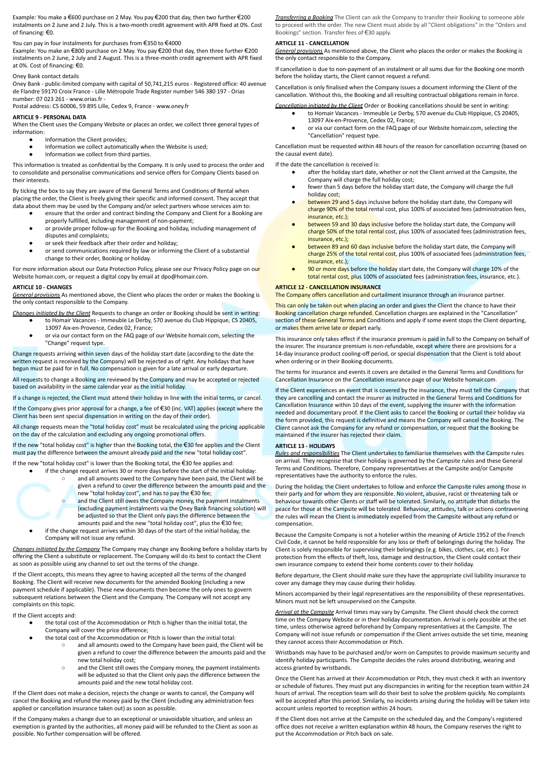Example: You make a €600 purchase on 2 May. You pay €200 that day, then two further €200 instalments on 2 June and 2 July. This is a two-month credit agreement with APR fixed at 0%. Cost of financing: €0.

You can pay in four instalments for purchases from €350 to €4000

Example: You make an €800 purchase on 2 May. You pay €200 that day, then three further €200 instalments on 2 June, 2 July and 2 August. This is a three-month credit agreement with APR fixed at 0%. Cost of financing: €0.

Oney Bank contact details

Oney Bank - public-limited company with capital of 50,741,215 euros - Registered office: 40 avenue de Flandre 59170 Croix France - Lille Métropole Trade Register number 546 380 197 - Orias number: 07 023 261 - www.orias.fr -
Postal address: CS 60006, 59 895 Lille, Cedex 9, France - www.oney.fr

**ARTICLE 9 - PERSONAL DATA**

When the Client uses the Company Website or places an order, we collect three general types of information:

- Information the Client provides;
- Information we collect automatically when the Website is used;
- Information we collect from third parties.

This information is treated as confidential by the Company. It is only used to process the order and to consolidate and personalise communications and service offers for Company Clients based on their interests.

By ticking the box to say they are aware of the General Terms and Conditions of Rental when placing the order, the Client is freely giving their specific and informed consent. They accept that data about them may be used by the Company and/or select partners whose services aim to:

- ensure that the order and contract binding the Company and Client for a Booking are properly fulfilled, including management of non-payment;
- or provide proper follow-up for the Booking and holiday, including management of disputes and complaints;
- or seek their feedback after their order and holiday;
- or send communications required by law or informing the Client of a substantial change to their order, Booking or holiday.

For more information about our Data Protection Policy, please see our Privacy Policy page on our Website homair.com, or request a digital copy by email at dpo@homair.com.

**ARTICLE 10 - CHANGES**

*General provisions* As mentioned above, the Client who places the order or makes the Booking is the only contact responsible to the Company.

*Changes initiated by the Client* Requests to change an order or Booking should be sent in writing:

- to Homair Vacances - Immeuble Le Derby, 570 avenue du Club Hippique, CS 20405, 13097 Aix-en-Provence, Cedex 02, France;
- or via our contact form on the FAQ page of our Website homair.com, selecting the "Change" request type.

Change requests arriving within seven days of the holiday start date (according to the date the written request is received by the Company) will be rejected as of right. Any holidays that have begun must be paid for in full. No compensation is given for a late arrival or early departure.

All requests to change a Booking are reviewed by the Company and may be accepted or rejected based on availability in the same calendar year as the initial holiday.

If a change is rejected, the Client must attend their holiday in line with the initial terms, or cancel.

If the Company gives prior approval for a change, a fee of €30 (inc. VAT) applies (except where the Client has been sent special dispensation in writing on the day of their order).

All change requests mean the "total holiday cost" must be recalculated using the pricing applicable on the day of the calculation and excluding any ongoing promotional offers.

If the new "total holiday cost" is higher than the Booking total, the €30 fee applies and the Client must pay the difference between the amount already paid and the new "total holiday cost".

If the new "total holiday cost" is lower than the Booking total, the €30 fee applies and:

- if the change request arrives 30 or more days before the start of the initial holiday:
  - and all amounts owed to the Company have been paid, the Client will be given a refund to cover the difference between the amounts paid and the new "total holiday cost", and has to pay the €30 fee;
  - and the Client still owes the Company money, the payment instalments (excluding payment instalments via the Oney Bank financing solution) will be adjusted so that the Client only pays the difference between the amounts paid and the new "total holiday cost", plus the €30 fee;
- if the change request arrives within 30 days of the start of the initial holiday, the Company will not issue any refund.

*Changes initiated by the Company* The Company may change any Booking before a holiday starts by offering the Client a substitute or replacement. The Company will do its best to contact the Client as soon as possible using any channel to set out the terms of the change.

If the Client accepts, this means they agree to having accepted all the terms of the changed Booking. The Client will receive new documents for the amended Booking (including a new payment schedule if applicable). These new documents then become the only ones to govern subsequent relations between the Client and the Company. The Company will not accept any complaints on this topic.

If the Client accepts and:

- the total cost of the Accommodation or Pitch is higher than the initial total, the Company will cover the price difference;
- the total cost of the Accommodation or Pitch is lower than the initial total:
  - and all amounts owed to the Company have been paid, the Client will be given a refund to cover the difference between the amounts paid and the new total holiday cost;
  - and the Client still owes the Company money, the payment instalments will be adjusted so that the Client only pays the difference between the amounts paid and the new total holiday cost.

If the Client does not make a decision, rejects the change or wants to cancel, the Company will cancel the Booking and refund the money paid by the Client (including any administration fees applied or cancellation insurance taken out) as soon as possible.

If the Company makes a change due to an exceptional or unavoidable situation, and unless an exemption is granted by the authorities, all money paid will be refunded to the Client as soon as possible. No further compensation will be offered.

*Transferring a Booking* The Client can ask the Company to transfer their Booking to someone able to proceed with the order. The new Client must abide by all "Client obligations" in the "Orders and Bookings" section. Transfer fees of €30 apply.

**ARTICLE 11 - CANCELLATION**

*General provisions* As mentioned above, the Client who places the order or makes the Booking is the only contact responsible to the Company.

If cancellation is due to non-payment of an instalment or all sums due for the Booking one month before the holiday starts, the Client cannot request a refund.

Cancellation is only finalised when the Company issues a document informing the Client of the cancellation. Without this, the Booking and all resulting contractual obligations remain in force.

*Cancellation initiated by the Client* Order or Booking cancellations should be sent in writing:

- to Homair Vacances - Immeuble Le Derby, 570 avenue du Club Hippique, CS 20405, 13097 Aix-en-Provence, Cedex 02, France;
- or via our contact form on the FAQ page of our Website homair.com, selecting the "Cancellation" request type.

Cancellation must be requested within 48 hours of the reason for cancellation occurring (based on the causal event date).

If the date the cancellation is received is:

- after the holiday start date, whether or not the Client arrived at the Campsite, the Company will charge the full holiday cost;
- fewer than 5 days before the holiday start date, the Company will charge the full holiday cost;
- between 29 and 5 days inclusive before the holiday start date, the Company will charge 90% of the total rental cost, plus 100% of associated fees (administration fees, insurance, etc.);
- between 59 and 30 days inclusive before the holiday start date, the Company will charge 50% of the total rental cost, plus 100% of associated fees (administration fees, insurance, etc.);
- between 89 and 60 days inclusive before the holiday start date, the Company will charge 25% of the total rental cost, plus 100% of associated fees (administration fees, insurance, etc.);
- 90 or more days before the holiday start date, the Company will charge 10% of the total rental cost, plus 100% of associated fees (administration fees, insurance, etc.).

**ARTICLE 12 - CANCELLATION INSURANCE**

The Company offers cancellation and curtailment insurance through an insurance partner.

This can only be taken out when placing an order and gives the Client the chance to have their Booking cancellation charge refunded. Cancellation charges are explained in the "Cancellation" section of these General Terms and Conditions and apply if some event stops the Client departing, or makes them arrive late or depart early.

This insurance only takes effect if the insurance premium is paid in full to the Company on behalf of the insurer. The insurance premium is non-refundable, except where there are provisions for a 14-day insurance product cooling-off period, or special dispensation that the Client is told about when ordering or in their Booking documents.

The terms for insurance and events it covers are detailed in the General Terms and Conditions for Cancellation Insurance on the Cancellation insurance page of our Website homair.com.

If the Client experiences an event that is covered by the insurance, they must tell the Company that they are cancelling and contact the insurer as instructed in the General Terms and Conditions for Cancellation Insurance within 10 days of the event, supplying the insurer with the information needed and documentary proof. If the Client asks to cancel the Booking or curtail their holiday via the form provided, this request is definitive and means the Company will cancel the Booking. The Client cannot ask the Company for any refund or compensation, or request that the Booking be maintained if the insurer has rejected their claim.

**ARTICLE 13 - HOLIDAYS**

*Rules and responsibilities* The Client undertakes to familiarise themselves with the Campsite rules on arrival. They recognise that their holiday is governed by the Campsite rules and these General Terms and Conditions. Therefore, Company representatives at the Campsite and/or Campsite representatives have the authority to enforce the rules.

During the holiday, the Client undertakes to follow and enforce the Campsite rules among those in their party and for whom they are responsible. No violent, abusive, racist or threatening talk or behaviour towards other Clients or staff will be tolerated. Similarly, no attitude that disturbs the peace for those at the Campsite will be tolerated. Behaviour, attitudes, talk or actions contravening the rules will mean the Client is immediately expelled from the Campsite without any refund or compensation.

Because the Campsite Company is not a hotelier within the meaning of Article 1952 of the French Civil Code, it cannot be held responsible for any loss or theft of belongings during the holiday. The Client is solely responsible for supervising their belongings (e.g. bikes, clothes, car, etc.). For protection from the effects of theft, loss, damage and destruction, the Client could contact their own insurance company to extend their home contents cover to their holiday.

Before departure, the Client should make sure they have the appropriate civil liability insurance to cover any damage they may cause during their holiday.

Minors accompanied by their legal representatives are the responsibility of these representatives. Minors must not be left unsupervised on the Campsite.

*Arrival at the Campsite* Arrival times may vary by Campsite. The Client should check the correct time on the Company Website or in their holiday documentation. Arrival is only possible at the set time, unless otherwise agreed beforehand by Company representatives at the Campsite. The Company will not issue refunds or compensation if the Client arrives outside the set time, meaning they cannot access their Accommodation or Pitch.

Wristbands may have to be purchased and/or worn on Campsites to provide maximum security and identify holiday participants. The Campsite decides the rules around distributing, wearing and access granted by wristbands.

Once the Client has arrived at their Accommodation or Pitch, they must check it with an inventory or schedule of fixtures. They must put any discrepancies in writing for the reception team within 24 hours of arrival. The reception team will do their best to solve the problem quickly. No complaints will be accepted after this period. Similarly, no incidents arising during the holiday will be taken into account unless reported to reception within 24 hours.

If the Client does not arrive at the Campsite on the scheduled day, and the Company's registered office does not receive a written explanation within 48 hours, the Company reserves the right to put the Accommodation or Pitch back on sale.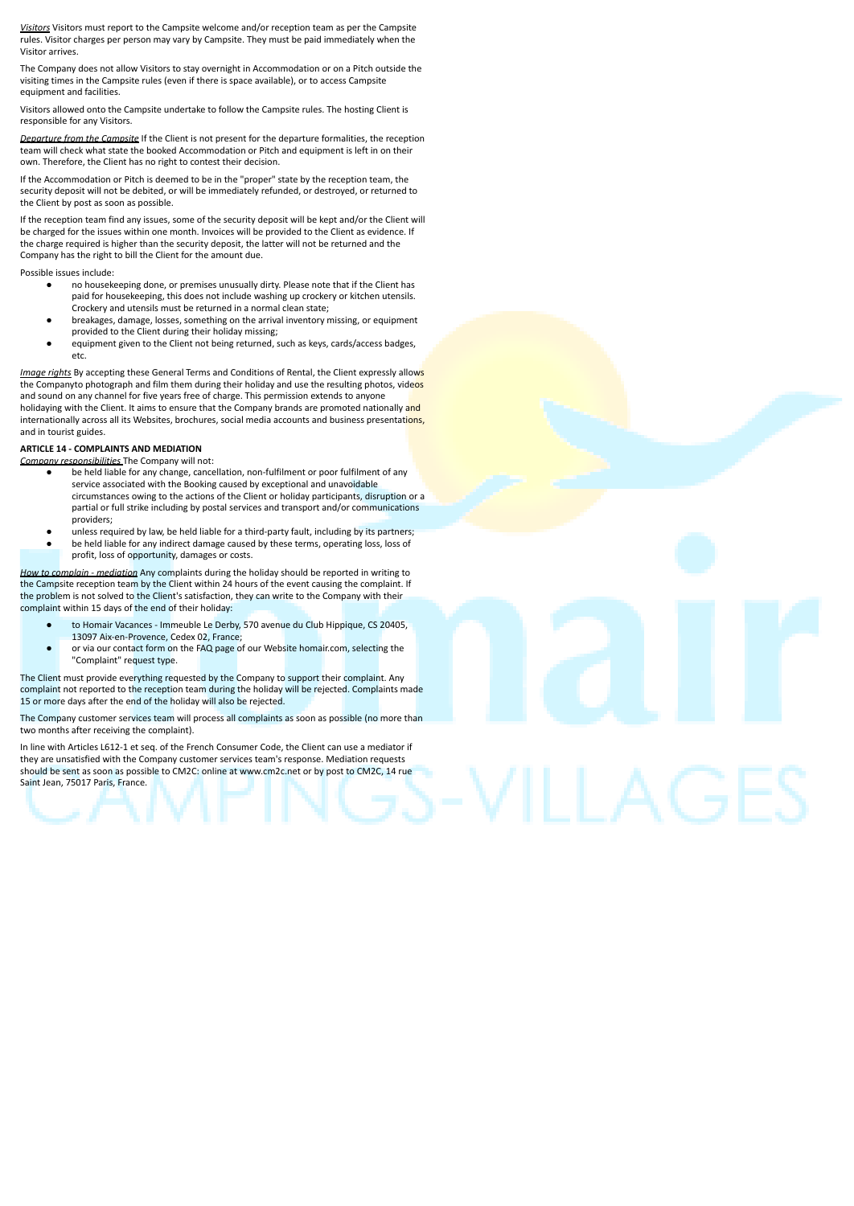*Visitors* Visitors must report to the Campsite welcome and/or reception team as per the Campsite rules. Visitor charges per person may vary by Campsite. They must be paid immediately when the Visitor arrives.

The Company does not allow Visitors to stay overnight in Accommodation or on a Pitch outside the visiting times in the Campsite rules (even if there is space available), or to access Campsite equipment and facilities.

Visitors allowed onto the Campsite undertake to follow the Campsite rules. The hosting Client is responsible for any Visitors.

*Departure from the Campsite* If the Client is not present for the departure formalities, the reception team will check what state the booked Accommodation or Pitch and equipment is left in on their own. Therefore, the Client has no right to contest their decision.

If the Accommodation or Pitch is deemed to be in the "proper" state by the reception team, the security deposit will not be debited, or will be immediately refunded, or destroyed, or returned to the Client by post as soon as possible.

If the reception team find any issues, some of the security deposit will be kept and/or the Client will be charged for the issues within one month. Invoices will be provided to the Client as evidence. If the charge required is higher than the security deposit, the latter will not be returned and the Company has the right to bill the Client for the amount due.

Possible issues include:

- no housekeeping done, or premises unusually dirty. Please note that if the Client has paid for housekeeping, this does not include washing up crockery or kitchen utensils. Crockery and utensils must be returned in a normal clean state;
- breakages, damage, losses, something on the arrival inventory missing, or equipment provided to the Client during their holiday missing;
- equipment given to the Client not being returned, such as keys, cards/access badges, etc.

*Image rights* By accepting these General Terms and Conditions of Rental, the Client expressly allows the Companyto photograph and film them during their holiday and use the resulting photos, videos and sound on any channel for five years free of charge. This permission extends to anyone holidaying with the Client. It aims to ensure that the Company brands are promoted nationally and internationally across all its Websites, brochures, social media accounts and business presentations, and in tourist guides.

**ARTICLE 14 - COMPLAINTS AND MEDIATION**

*Company responsibilities* The Company will not:

- be held liable for any change, cancellation, non-fulfilment or poor fulfilment of any service associated with the Booking caused by exceptional and unavoidable circumstances owing to the actions of the Client or holiday participants, disruption or a partial or full strike including by postal services and transport and/or communications providers;
- unless required by law, be held liable for a third-party fault, including by its partners;
- be held liable for any indirect damage caused by these terms, operating loss, loss of profit, loss of opportunity, damages or costs.

*How to complain - mediation* Any complaints during the holiday should be reported in writing to the Campsite reception team by the Client within 24 hours of the event causing the complaint. If the problem is not solved to the Client's satisfaction, they can write to the Company with their complaint within 15 days of the end of their holiday:

- to Homair Vacances - Immeuble Le Derby, 570 avenue du Club Hippique, CS 20405, 13097 Aix-en-Provence, Cedex 02, France;
- or via our contact form on the FAQ page of our Website homair.com, selecting the "Complaint" request type.

The Client must provide everything requested by the Company to support their complaint. Any complaint not reported to the reception team during the holiday will be rejected. Complaints made 15 or more days after the end of the holiday will also be rejected.

The Company customer services team will process all complaints as soon as possible (no more than two months after receiving the complaint).

In line with Articles L612-1 et seq. of the French Consumer Code, the Client can use a mediator if they are unsatisfied with the Company customer services team's response. Mediation requests should be sent as soon as possible to CM2C: online at www.cm2c.net or by post to CM2C, 14 rue Saint Jean, 75017 Paris, France.